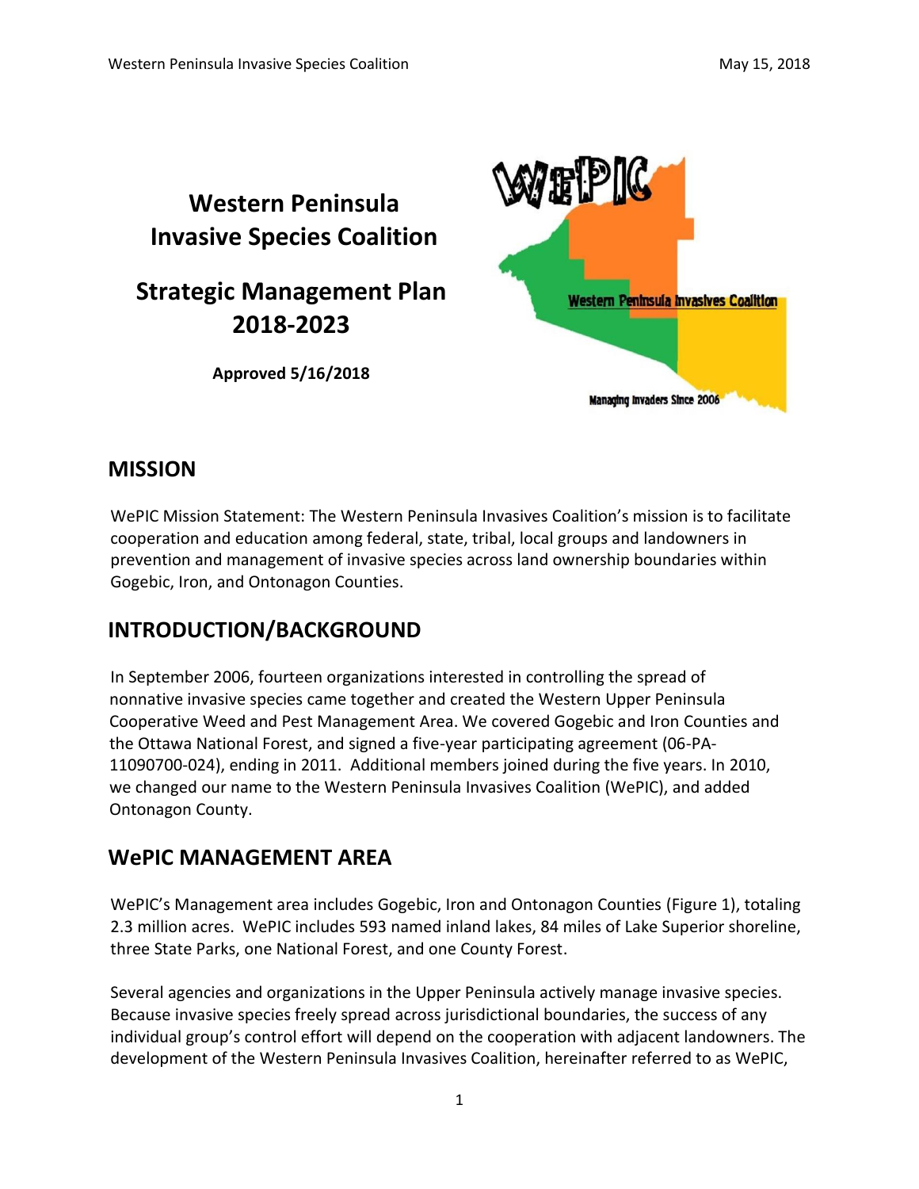# Western Peninsula Invasive Species Coalition

# Strategic Management Plan 2018-2023

**Approved 5/16/2018**

## MISSION

WePIC Mission Statement: The Western Peninsula Invasives Coalition's mission is to facilitate cooperation and education among federal, state, tribal, local groups and landowners in prevention and management of invasive species across land ownership boundaries within Gogebic, Iron, and Ontonagon Counties.

## INTRODUCTION/BACKGROUND

In September 2006, fourteen organizations interested in controlling the spread of nonnative invasive species came together and created the Western Upper Peninsula Cooperative Weed and Pest Management Area. We covered Gogebic and Iron Counties and the Ottawa National Forest, and signed a five-year participating agreement (06-PA-11090700-024), ending in 2011. Additional members joined during the five years. In 2010, we changed our name to the Western Peninsula Invasives Coalition (WePIC), and added Ontonagon County.

## WePIC MANAGEMENT AREA

WePIC's Management area includes Gogebic, Iron and Ontonagon Counties (Figure 1), totaling 2.3 million acres. WePIC includes 593 named inland lakes, 84 miles of Lake Superior shoreline, three State Parks, one National Forest, and one County Forest.

Several agencies and organizations in the Upper Peninsula actively manage invasive species. Because invasive species freely spread across jurisdictional boundaries, the success of any individual group's control effort will depend on the cooperation with adjacent landowners. The development of the Western Peninsula Invasives Coalition, hereinafter referred to as WePIC,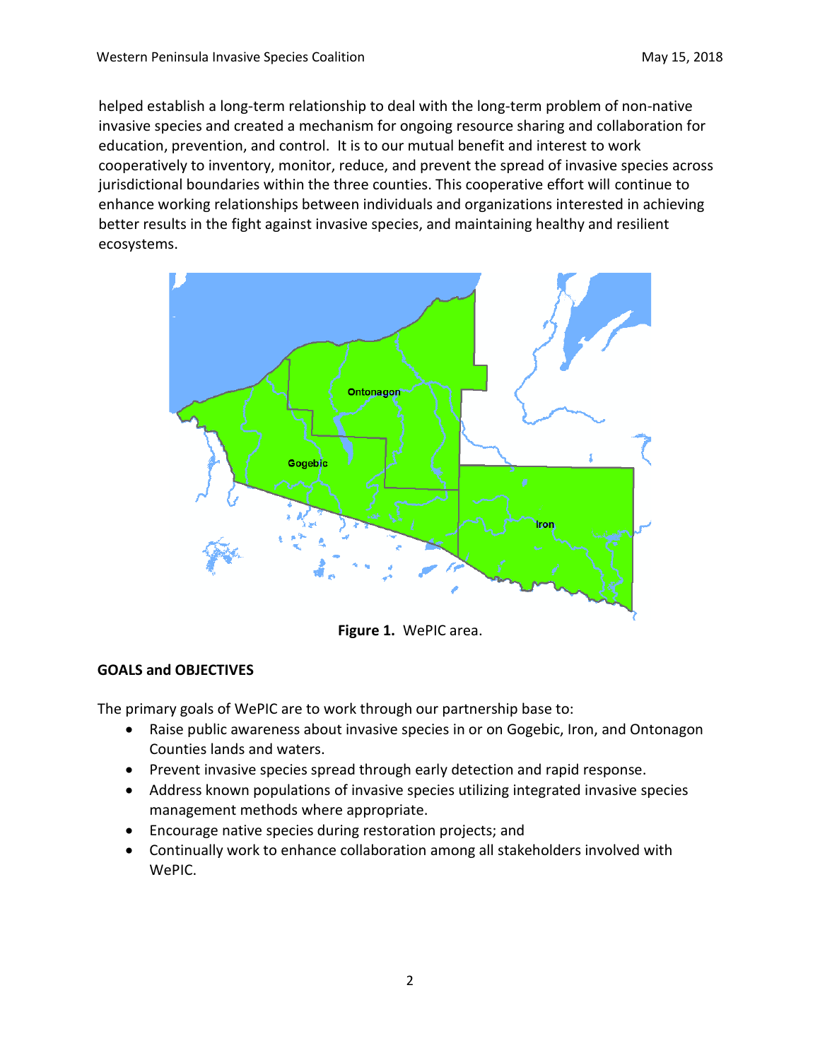helped establish a long-term relationship to deal with the long-term problem of non-native invasive species and created a mechanism for ongoing resource sharing and collaboration for education, prevention, and control. It is to our mutual benefit and interest to work cooperatively to inventory, monitor, reduce, and prevent the spread of invasive species across jurisdictional boundaries within the three counties. This cooperative effort will continue to enhance working relationships between individuals and organizations interested in achieving better results in the fight against invasive species, and maintaining healthy and resilient ecosystems.

**Figure 1.** WePIC area.

## GOALS and OBJECTIVES

The primary goals of WePIC are to work through our partnership base to:

- Raise public awareness about invasive species in or on Gogebic, Iron, and Ontonagon Counties lands and waters.
- Prevent invasive species spread through early detection and rapid response.
- Address known populations of invasive species utilizing integrated invasive species management methods where appropriate.
- Encourage native species during restoration projects; and
- Continually work to enhance collaboration among all stakeholders involved with WePIC.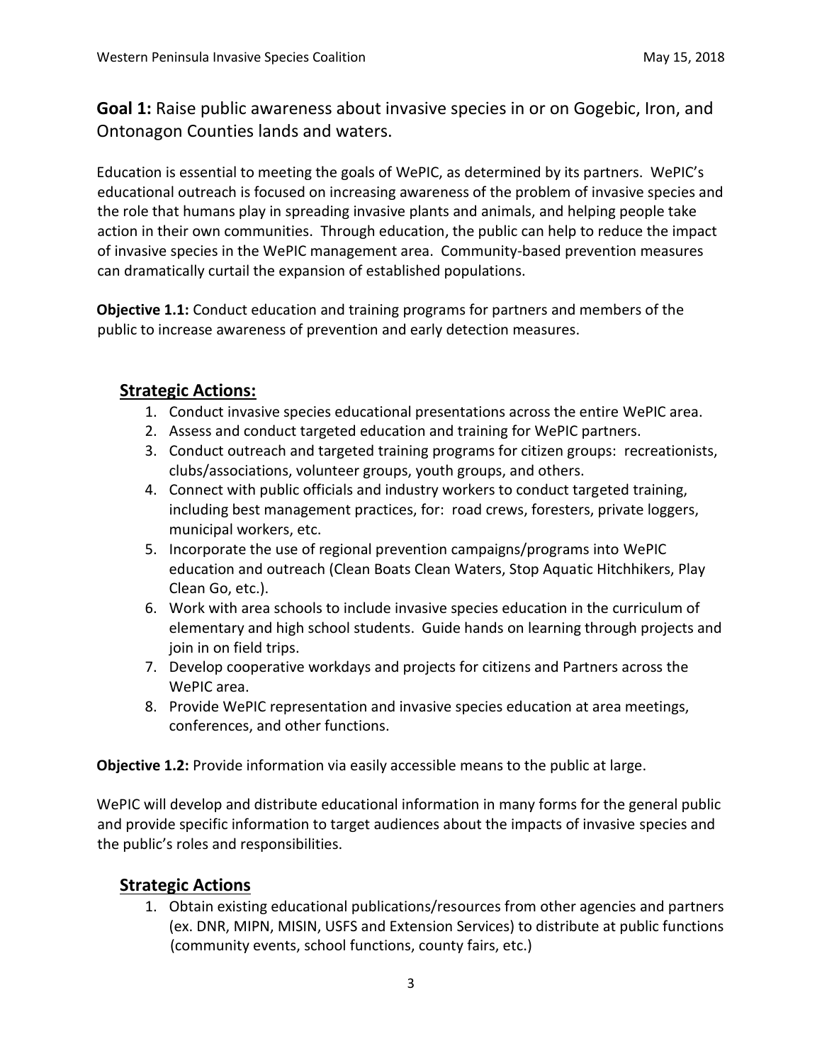**Goal 1:** Raise public awareness about invasive species in or on Gogebic, Iron, and Ontonagon Counties lands and waters.

Education is essential to meeting the goals of WePIC, as determined by its partners. WePIC's educational outreach is focused on increasing awareness of the problem of invasive species and the role that humans play in spreading invasive plants and animals, and helping people take action in their own communities. Through education, the public can help to reduce the impact of invasive species in the WePIC management area. Community-based prevention measures can dramatically curtail the expansion of established populations.

**Objective 1.1:** Conduct education and training programs for partners and members of the public to increase awareness of prevention and early detection measures.

## Strategic Actions:

1. Conduct invasive species educational presentations across the entire WePIC area.
2. Assess and conduct targeted education and training for WePIC partners.
3. Conduct outreach and targeted training programs for citizen groups: recreationists, clubs/associations, volunteer groups, youth groups, and others.
4. Connect with public officials and industry workers to conduct targeted training, including best management practices, for: road crews, foresters, private loggers, municipal workers, etc.
5. Incorporate the use of regional prevention campaigns/programs into WePIC education and outreach (Clean Boats Clean Waters, Stop Aquatic Hitchhikers, Play Clean Go, etc.).
6. Work with area schools to include invasive species education in the curriculum of elementary and high school students. Guide hands on learning through projects and join in on field trips.
7. Develop cooperative workdays and projects for citizens and Partners across the WePIC area.
8. Provide WePIC representation and invasive species education at area meetings, conferences, and other functions.

**Objective 1.2:** Provide information via easily accessible means to the public at large.

WePIC will develop and distribute educational information in many forms for the general public and provide specific information to target audiences about the impacts of invasive species and the public's roles and responsibilities.

## Strategic Actions

1. Obtain existing educational publications/resources from other agencies and partners (ex. DNR, MIPN, MISIN, USFS and Extension Services) to distribute at public functions (community events, school functions, county fairs, etc.)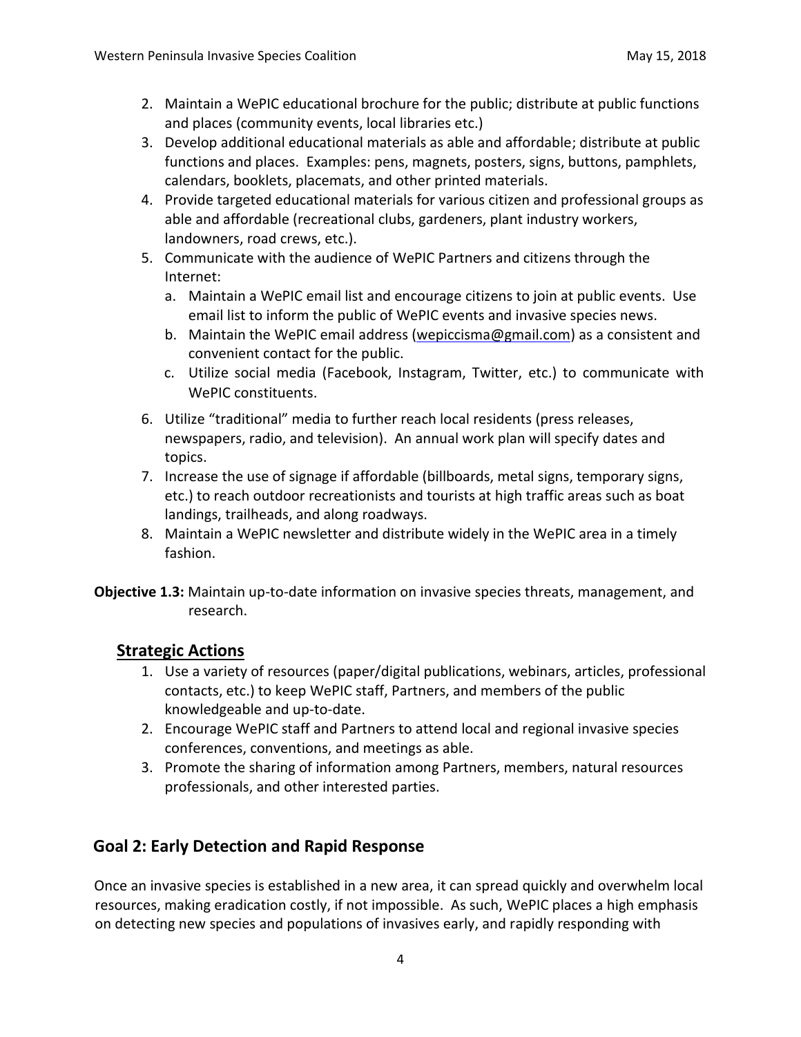2. Maintain a WePIC educational brochure for the public; distribute at public functions and places (community events, local libraries etc.)
3. Develop additional educational materials as able and affordable; distribute at public functions and places. Examples: pens, magnets, posters, signs, buttons, pamphlets, calendars, booklets, placemats, and other printed materials.
4. Provide targeted educational materials for various citizen and professional groups as able and affordable (recreational clubs, gardeners, plant industry workers, landowners, road crews, etc.).
5. Communicate with the audience of WePIC Partners and citizens through the Internet:
   a. Maintain a WePIC email list and encourage citizens to join at public events. Use email list to inform the public of WePIC events and invasive species news.
   b. Maintain the WePIC email address (wepiccisma@gmail.com) as a consistent and convenient contact for the public.
   c. Utilize social media (Facebook, Instagram, Twitter, etc.) to communicate with WePIC constituents.
6. Utilize "traditional" media to further reach local residents (press releases, newspapers, radio, and television). An annual work plan will specify dates and topics.
7. Increase the use of signage if affordable (billboards, metal signs, temporary signs, etc.) to reach outdoor recreationists and tourists at high traffic areas such as boat landings, trailheads, and along roadways.
8. Maintain a WePIC newsletter and distribute widely in the WePIC area in a timely fashion.

**Objective 1.3:** Maintain up-to-date information on invasive species threats, management, and research.

### Strategic Actions

1. Use a variety of resources (paper/digital publications, webinars, articles, professional contacts, etc.) to keep WePIC staff, Partners, and members of the public knowledgeable and up-to-date.
2. Encourage WePIC staff and Partners to attend local and regional invasive species conferences, conventions, and meetings as able.
3. Promote the sharing of information among Partners, members, natural resources professionals, and other interested parties.

## Goal 2: Early Detection and Rapid Response

Once an invasive species is established in a new area, it can spread quickly and overwhelm local resources, making eradication costly, if not impossible. As such, WePIC places a high emphasis on detecting new species and populations of invasives early, and rapidly responding with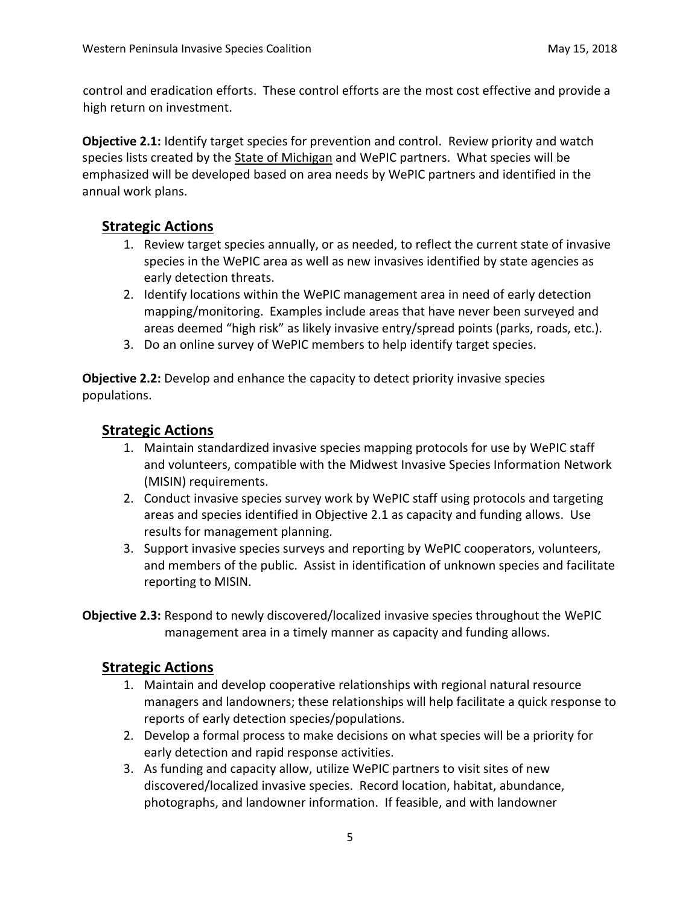control and eradication efforts. These control efforts are the most cost effective and provide a high return on investment.

**Objective 2.1:** Identify target species for prevention and control. Review priority and watch species lists created by the State of Michigan and WePIC partners. What species will be emphasized will be developed based on area needs by WePIC partners and identified in the annual work plans.

## Strategic Actions

1. Review target species annually, or as needed, to reflect the current state of invasive species in the WePIC area as well as new invasives identified by state agencies as early detection threats.
2. Identify locations within the WePIC management area in need of early detection mapping/monitoring. Examples include areas that have never been surveyed and areas deemed "high risk" as likely invasive entry/spread points (parks, roads, etc.).
3. Do an online survey of WePIC members to help identify target species.

**Objective 2.2:** Develop and enhance the capacity to detect priority invasive species populations.

## Strategic Actions

1. Maintain standardized invasive species mapping protocols for use by WePIC staff and volunteers, compatible with the Midwest Invasive Species Information Network (MISIN) requirements.
2. Conduct invasive species survey work by WePIC staff using protocols and targeting areas and species identified in Objective 2.1 as capacity and funding allows. Use results for management planning.
3. Support invasive species surveys and reporting by WePIC cooperators, volunteers, and members of the public. Assist in identification of unknown species and facilitate reporting to MISIN.

**Objective 2.3:** Respond to newly discovered/localized invasive species throughout the WePIC management area in a timely manner as capacity and funding allows.

## Strategic Actions

1. Maintain and develop cooperative relationships with regional natural resource managers and landowners; these relationships will help facilitate a quick response to reports of early detection species/populations.
2. Develop a formal process to make decisions on what species will be a priority for early detection and rapid response activities.
3. As funding and capacity allow, utilize WePIC partners to visit sites of new discovered/localized invasive species. Record location, habitat, abundance, photographs, and landowner information. If feasible, and with landowner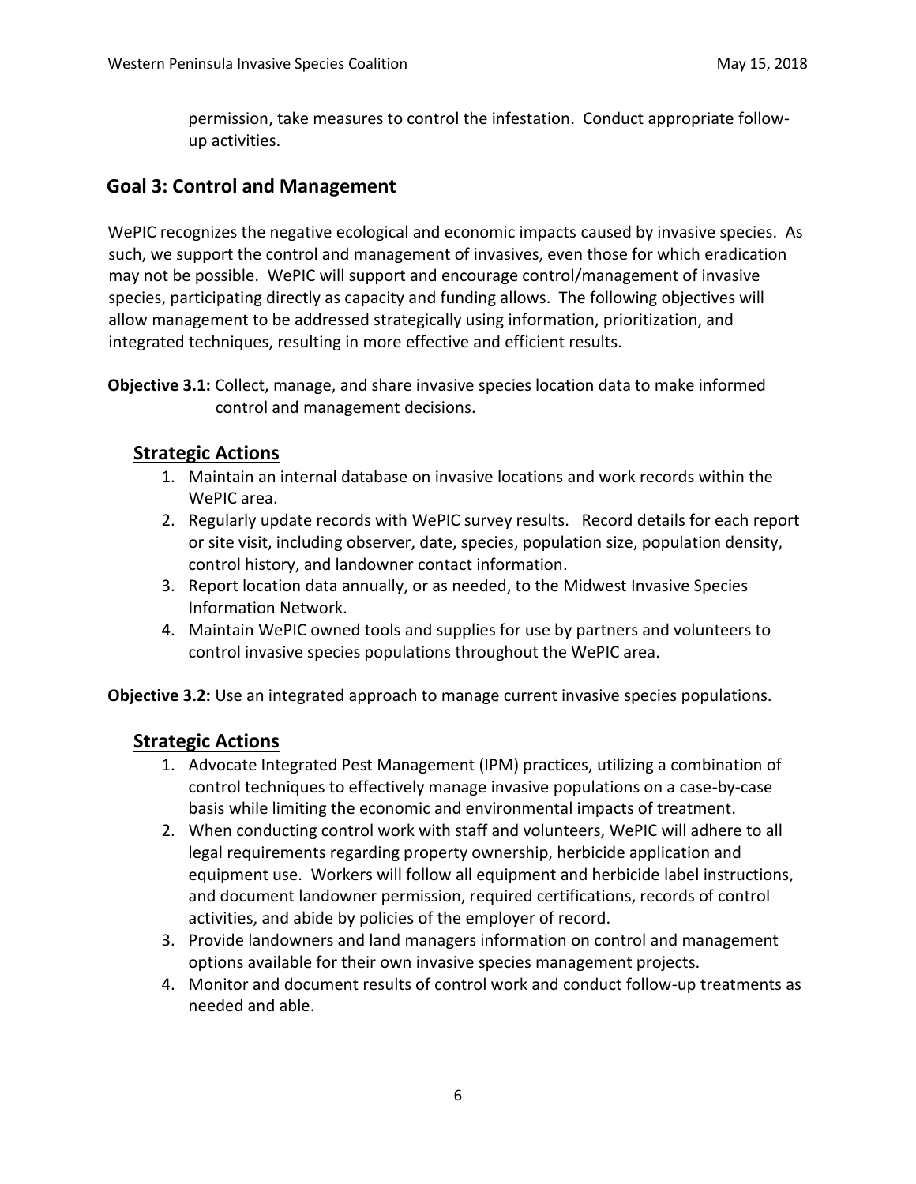permission, take measures to control the infestation. Conduct appropriate follow-up activities.

## Goal 3: Control and Management

WePIC recognizes the negative ecological and economic impacts caused by invasive species. As such, we support the control and management of invasives, even those for which eradication may not be possible. WePIC will support and encourage control/management of invasive species, participating directly as capacity and funding allows. The following objectives will allow management to be addressed strategically using information, prioritization, and integrated techniques, resulting in more effective and efficient results.

**Objective 3.1:** Collect, manage, and share invasive species location data to make informed control and management decisions.

### Strategic Actions

1. Maintain an internal database on invasive locations and work records within the WePIC area.
2. Regularly update records with WePIC survey results. Record details for each report or site visit, including observer, date, species, population size, population density, control history, and landowner contact information.
3. Report location data annually, or as needed, to the Midwest Invasive Species Information Network.
4. Maintain WePIC owned tools and supplies for use by partners and volunteers to control invasive species populations throughout the WePIC area.

**Objective 3.2:** Use an integrated approach to manage current invasive species populations.

### Strategic Actions

1. Advocate Integrated Pest Management (IPM) practices, utilizing a combination of control techniques to effectively manage invasive populations on a case-by-case basis while limiting the economic and environmental impacts of treatment.
2. When conducting control work with staff and volunteers, WePIC will adhere to all legal requirements regarding property ownership, herbicide application and equipment use. Workers will follow all equipment and herbicide label instructions, and document landowner permission, required certifications, records of control activities, and abide by policies of the employer of record.
3. Provide landowners and land managers information on control and management options available for their own invasive species management projects.
4. Monitor and document results of control work and conduct follow-up treatments as needed and able.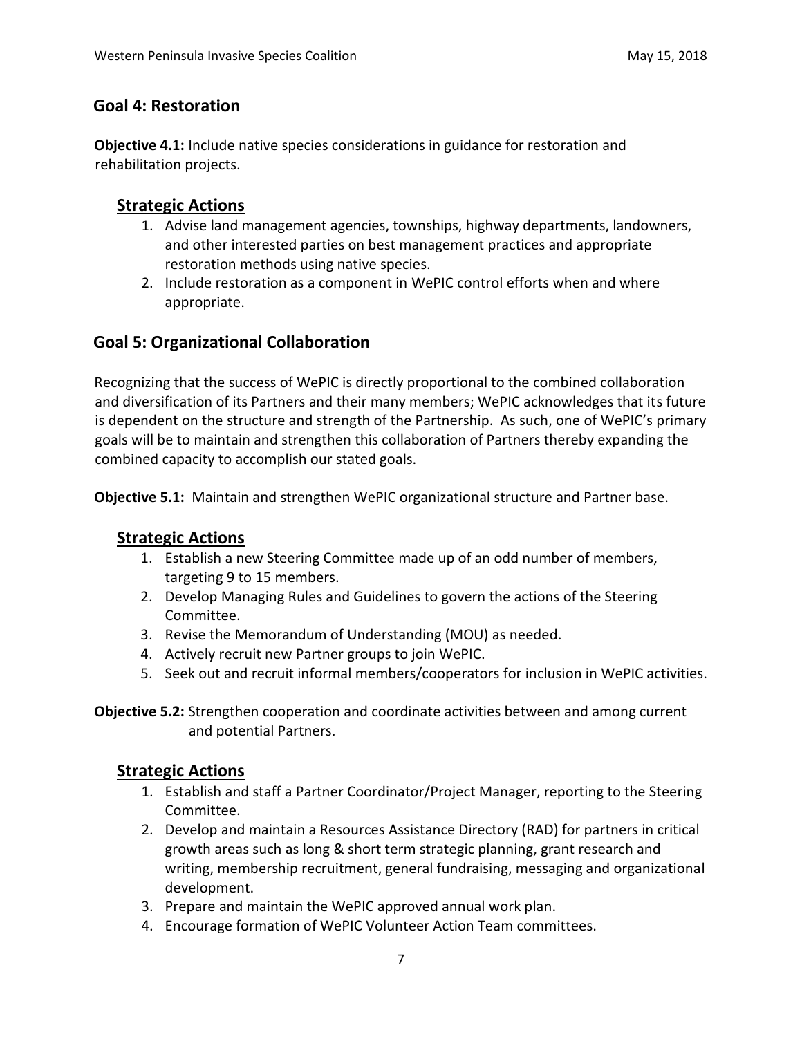## Goal 4: Restoration

**Objective 4.1:** Include native species considerations in guidance for restoration and rehabilitation projects.

### Strategic Actions

1. Advise land management agencies, townships, highway departments, landowners, and other interested parties on best management practices and appropriate restoration methods using native species.
2. Include restoration as a component in WePIC control efforts when and where appropriate.

## Goal 5: Organizational Collaboration

Recognizing that the success of WePIC is directly proportional to the combined collaboration and diversification of its Partners and their many members; WePIC acknowledges that its future is dependent on the structure and strength of the Partnership. As such, one of WePIC's primary goals will be to maintain and strengthen this collaboration of Partners thereby expanding the combined capacity to accomplish our stated goals.

**Objective 5.1:** Maintain and strengthen WePIC organizational structure and Partner base.

### Strategic Actions

1. Establish a new Steering Committee made up of an odd number of members, targeting 9 to 15 members.
2. Develop Managing Rules and Guidelines to govern the actions of the Steering Committee.
3. Revise the Memorandum of Understanding (MOU) as needed.
4. Actively recruit new Partner groups to join WePIC.
5. Seek out and recruit informal members/cooperators for inclusion in WePIC activities.

**Objective 5.2:** Strengthen cooperation and coordinate activities between and among current and potential Partners.

### Strategic Actions

1. Establish and staff a Partner Coordinator/Project Manager, reporting to the Steering Committee.
2. Develop and maintain a Resources Assistance Directory (RAD) for partners in critical growth areas such as long & short term strategic planning, grant research and writing, membership recruitment, general fundraising, messaging and organizational development.
3. Prepare and maintain the WePIC approved annual work plan.
4. Encourage formation of WePIC Volunteer Action Team committees.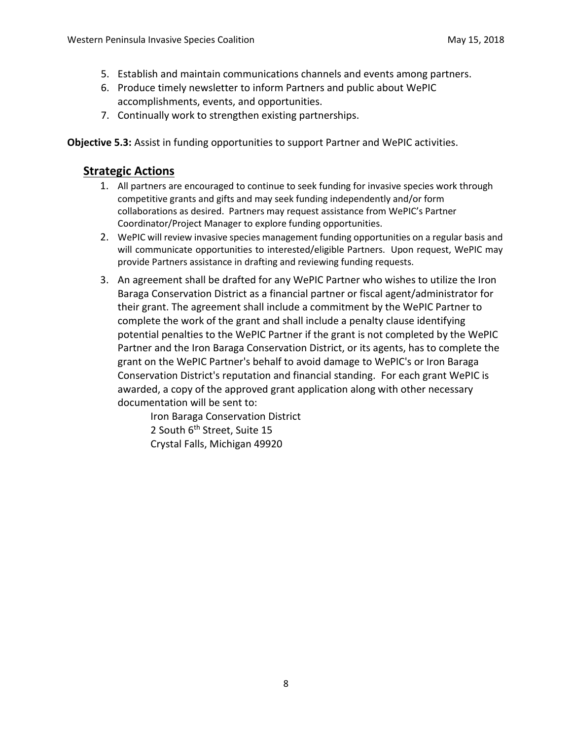5. Establish and maintain communications channels and events among partners.
6. Produce timely newsletter to inform Partners and public about WePIC accomplishments, events, and opportunities.
7. Continually work to strengthen existing partnerships.

**Objective 5.3:** Assist in funding opportunities to support Partner and WePIC activities.

## Strategic Actions

1. All partners are encouraged to continue to seek funding for invasive species work through competitive grants and gifts and may seek funding independently and/or form collaborations as desired. Partners may request assistance from WePIC's Partner Coordinator/Project Manager to explore funding opportunities.
2. WePIC will review invasive species management funding opportunities on a regular basis and will communicate opportunities to interested/eligible Partners. Upon request, WePIC may provide Partners assistance in drafting and reviewing funding requests.
3. An agreement shall be drafted for any WePIC Partner who wishes to utilize the Iron Baraga Conservation District as a financial partner or fiscal agent/administrator for their grant. The agreement shall include a commitment by the WePIC Partner to complete the work of the grant and shall include a penalty clause identifying potential penalties to the WePIC Partner if the grant is not completed by the WePIC Partner and the Iron Baraga Conservation District, or its agents, has to complete the grant on the WePIC Partner's behalf to avoid damage to WePIC's or Iron Baraga Conservation District's reputation and financial standing. For each grant WePIC is awarded, a copy of the approved grant application along with other necessary documentation will be sent to:

   Iron Baraga Conservation District
   2 South 6th Street, Suite 15
   Crystal Falls, Michigan 49920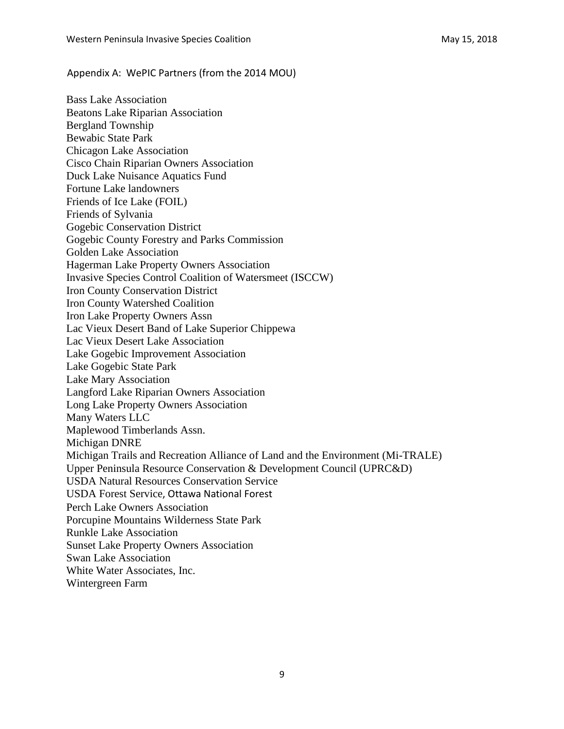## Appendix A: WePIC Partners (from the 2014 MOU)

Bass Lake Association
Beatons Lake Riparian Association
Bergland Township
Bewabic State Park
Chicagon Lake Association
Cisco Chain Riparian Owners Association
Duck Lake Nuisance Aquatics Fund
Fortune Lake landowners
Friends of Ice Lake (FOIL)
Friends of Sylvania
Gogebic Conservation District
Gogebic County Forestry and Parks Commission
Golden Lake Association
Hagerman Lake Property Owners Association
Invasive Species Control Coalition of Watersmeet (ISCCW)
Iron County Conservation District
Iron County Watershed Coalition
Iron Lake Property Owners Assn
Lac Vieux Desert Band of Lake Superior Chippewa
Lac Vieux Desert Lake Association
Lake Gogebic Improvement Association
Lake Gogebic State Park
Lake Mary Association
Langford Lake Riparian Owners Association
Long Lake Property Owners Association
Many Waters LLC
Maplewood Timberlands Assn.
Michigan DNRE
Michigan Trails and Recreation Alliance of Land and the Environment (Mi-TRALE)
Upper Peninsula Resource Conservation & Development Council (UPRC&D)
USDA Natural Resources Conservation Service
USDA Forest Service, Ottawa National Forest
Perch Lake Owners Association
Porcupine Mountains Wilderness State Park
Runkle Lake Association
Sunset Lake Property Owners Association
Swan Lake Association
White Water Associates, Inc.
Wintergreen Farm